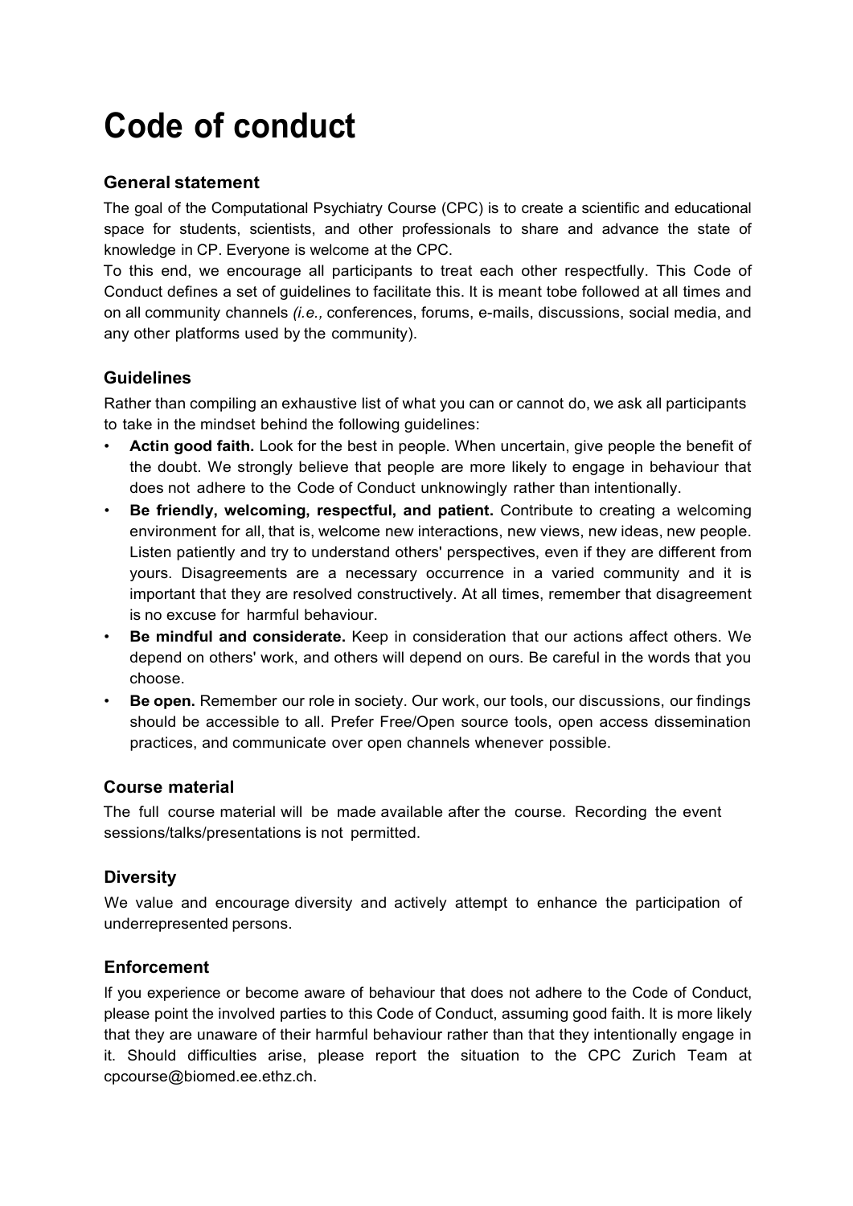# Code of conduct

## General statement

The goal of the Computational Psychiatry Course (CPC) is to create a scientific and educational space for students, scientists, and other professionals to share and advance the state of knowledge in CP. Everyone is welcome at the CPC.

To this end, we encourage all participants to treat each other respectfully. This Code of Conduct defines a set of guidelines to facilitate this. It is meant tobe followed at all times and on all community channels *(i.e.,* conferences, forums, e-mails, discussions, social media, and any other platforms used by the community).

## Guidelines

Rather than compiling an exhaustive list of what you can or cannot do, we ask all participants to take in the mindset behind the following guidelines:

- **Actin good faith.** Look for the best in people. When uncertain, give people the benefit of the doubt. We strongly believe that people are more likely to engage in behaviour that does not adhere to the Code of Conduct unknowingly rather than intentionally.
- **Be friendly, welcoming, respectful, and patient.** Contribute to creating a welcoming environment for all, that is, welcome new interactions, new views, new ideas, new people. Listen patiently and try to understand others' perspectives, even if they are different from yours. Disagreements are a necessary occurrence in a varied community and it is important that they are resolved constructively. At all times, remember that disagreement is no excuse for harmful behaviour.
- **Be mindful and considerate.** Keep in consideration that our actions affect others. We depend on others' work, and others will depend on ours. Be careful in the words that you choose.
- **Be open.** Remember our role in society. Our work, our tools, our discussions, our findings should be accessible to all. Prefer Free/Open source tools, open access dissemination practices, and communicate over open channels whenever possible.

## Course material

The full course material will be made available after the course. Recording the event sessions/talks/presentations is not permitted.

## Diversity

We value and encourage diversity and actively attempt to enhance the participation of underrepresented persons.

## Enforcement

If you experience or become aware of behaviour that does not adhere to the Code of Conduct, please point the involved parties to this Code of Conduct, assuming good faith. It is more likely that they are unaware of their harmful behaviour rather than that they intentionally engage in it. Should difficulties arise, please report the situation to the CPC Zurich Team at cpcourse@biomed.ee.ethz.ch.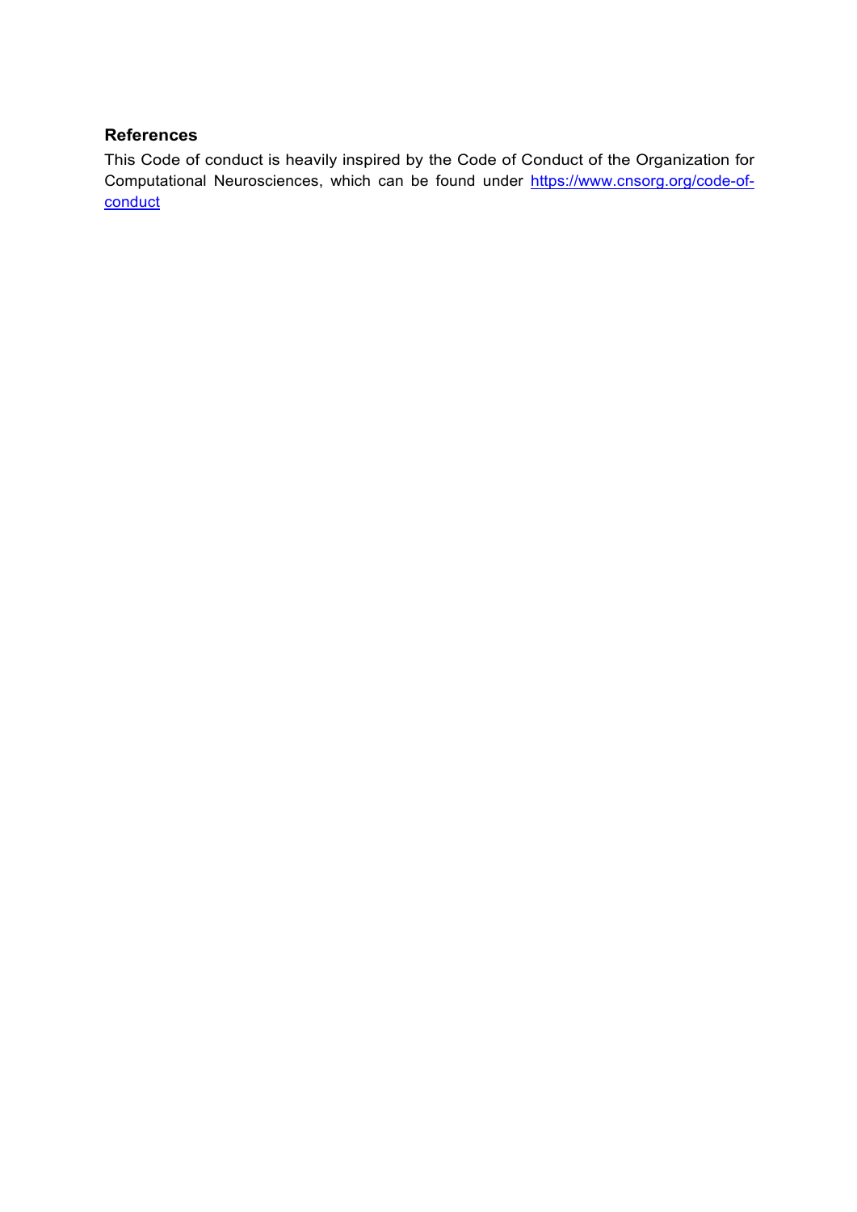### References

This Code of conduct is heavily inspired by the Code of Conduct of the Organization for Computational Neurosciences, which can be found under [https://www.cnsorg.org/code-of-conduct](https://www.cnsorg.org/code-of-conduct)